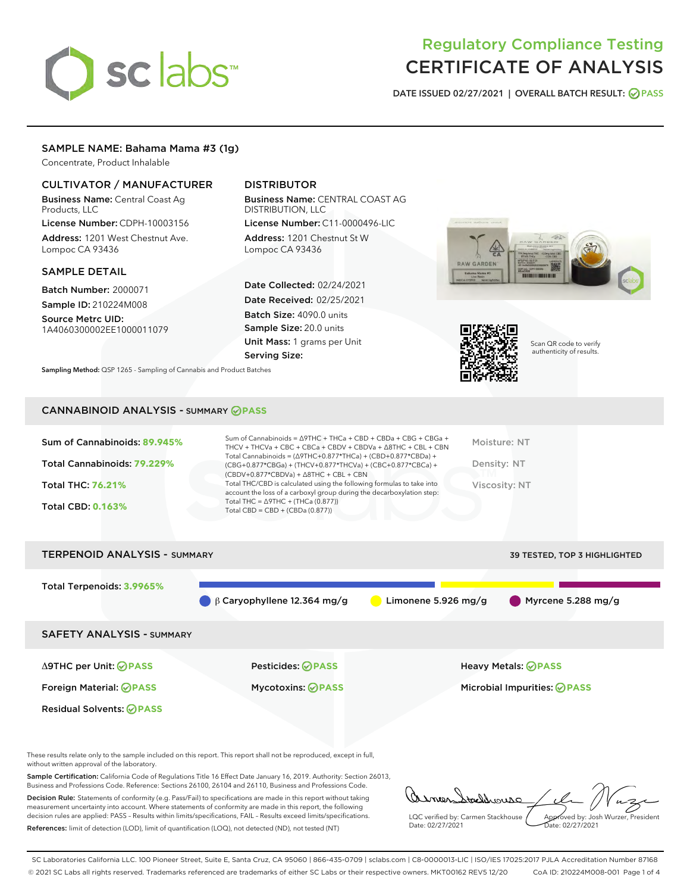# Regulatory Compliance Testing
# CERTIFICATE OF ANALYSIS

DATE ISSUED 02/27/2021 | OVERALL BATCH RESULT: PASS

## SAMPLE NAME: Bahama Mama #3 (1g)

Concentrate, Product Inhalable

### CULTIVATOR / MANUFACTURER

**Business Name:** Central Coast Ag Products, LLC

**License Number:** CDPH-10003156

**Address:** 1201 West Chestnut Ave. Lompoc CA 93436

### DISTRIBUTOR

**Business Name:** CENTRAL COAST AG DISTRIBUTION, LLC

**License Number:** C11-0000496-LIC

**Address:** 1201 Chestnut St W Lompoc CA 93436

### SAMPLE DETAIL

**Batch Number:** 2000071

**Sample ID:** 210224M008

**Source Metrc UID:** 1A4060300002EE1000011079

**Date Collected:** 02/24/2021

**Date Received:** 02/25/2021

**Batch Size:** 4090.0 units

**Sample Size:** 20.0 units

**Unit Mass:** 1 grams per Unit

**Serving Size:**

Scan QR code to verify authenticity of results.

**Sampling Method:** QSP 1265 - Sampling of Cannabis and Product Batches

## CANNABINOID ANALYSIS - SUMMARY PASS

**Sum of Cannabinoids:** 89.945%

**Total Cannabinoids:** 79.229%

**Total THC:** 76.21%

**Total CBD:** 0.163%

Sum of Cannabinoids = Δ9THC + THCa + CBD + CBDa + CBG + CBGa + THCV + THCVa + CBC + CBCa + CBDV + CBDVa + Δ8THC + CBL + CBN

Total Cannabinoids = (Δ9THC+0.877*THCa) + (CBD+0.877*CBDa) + (CBG+0.877*CBGa) + (THCV+0.877*THCVa) + (CBC+0.877*CBCa) + (CBDV+0.877*CBDVa) + Δ8THC + CBL + CBN

Total THC/CBD is calculated using the following formulas to take into account the loss of a carboxyl group during the decarboxylation step:

Total THC = Δ9THC + (THCa (0.877))

Total CBD = CBD + (CBDa (0.877))

Moisture: NT

Density: NT

Viscosity: NT

## TERPENOID ANALYSIS - SUMMARY

39 TESTED, TOP 3 HIGHLIGHTED

**Total Terpenoids:** 3.9965%

β Caryophyllene 12.364 mg/g | Limonene 5.926 mg/g | Myrcene 5.288 mg/g

## SAFETY ANALYSIS - SUMMARY

| | | |
|---|---|---|
| Δ9THC per Unit: PASS | Pesticides: PASS | Heavy Metals: PASS |
| Foreign Material: PASS | Mycotoxins: PASS | Microbial Impurities: PASS |
| Residual Solvents: PASS | | |

These results relate only to the sample included on this report. This report shall not be reproduced, except in full, without written approval of the laboratory.

**Sample Certification:** California Code of Regulations Title 16 Effect Date January 16, 2019. Authority: Section 26013, Business and Professions Code. Reference: Sections 26100, 26104 and 26110, Business and Professions Code.

**Decision Rule:** Statements of conformity (e.g. Pass/Fail) to specifications are made in this report without taking measurement uncertainty into account. Where statements of conformity are made in this report, the following decision rules are applied: PASS - Results within limits/specifications, FAIL - Results exceed limits/specifications.

**References:** limit of detection (LOD), limit of quantification (LOQ), not detected (ND), not tested (NT)

LQC verified by: Carmen Stackhouse
Date: 02/27/2021

Approved by: Josh Wurzer, President
Date: 02/27/2021

SC Laboratories California LLC. 100 Pioneer Street, Suite E, Santa Cruz, CA 95060 | 866-435-0709 | sclabs.com | C8-0000013-LIC | ISO/IES 17025:2017 PJLA Accreditation Number 87168
© 2021 SC Labs all rights reserved. Trademarks referenced are trademarks of either SC Labs or their respective owners. MKT00162 REV5 12/20 CoA ID: 210224M008-001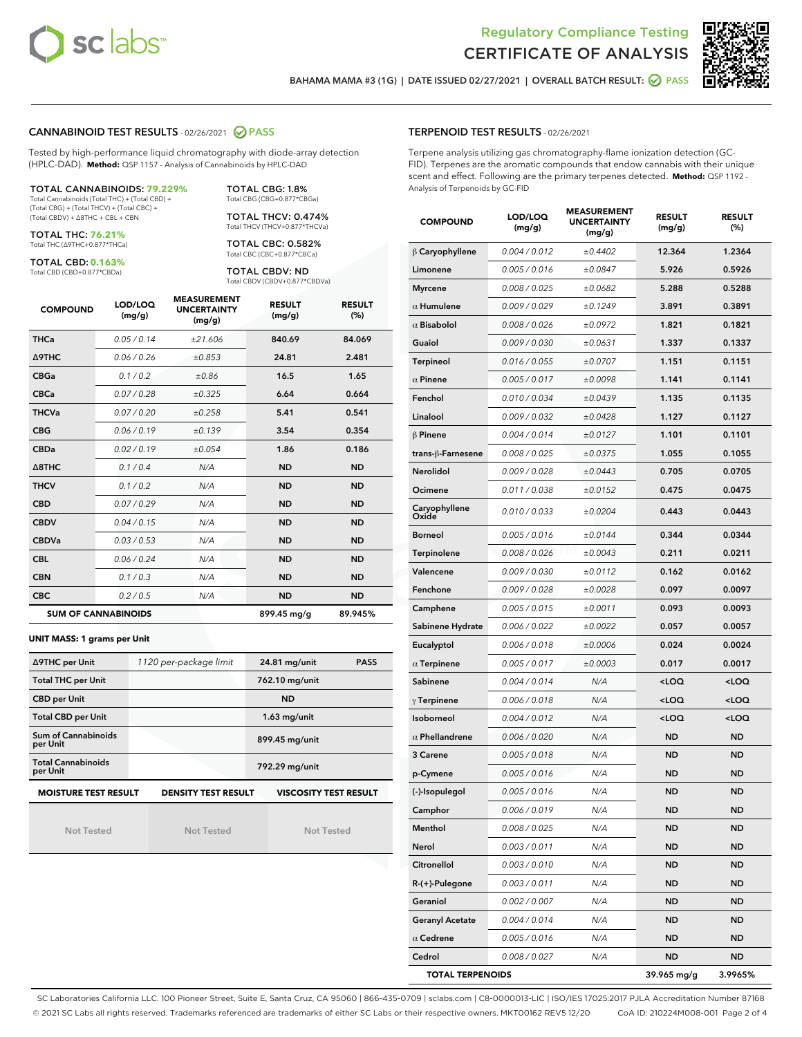# Regulatory Compliance Testing
# CERTIFICATE OF ANALYSIS

BAHAMA MAMA #3 (1G) | DATE ISSUED 02/27/2021 | OVERALL BATCH RESULT: PASS

## CANNABINOID TEST RESULTS - 02/26/2021 PASS

Tested by high-performance liquid chromatography with diode-array detection (HPLC-DAD). **Method:** QSP 1157 - Analysis of Cannabinoids by HPLC-DAD

**TOTAL CANNABINOIDS: 79.229%**
Total Cannabinoids (Total THC) + (Total CBD) + (Total CBG) + (Total THCV) + (Total CBC) + (Total CBDV) + Δ8THC + CBL + CBN

**TOTAL THC: 76.21%**
Total THC (Δ9THC+0.877*THCa)

**TOTAL CBD: 0.163%**
Total CBD (CBD+0.877*CBDa)

**TOTAL CBG: 1.8%**
Total CBG (CBG+0.877*CBGa)

**TOTAL THCV: 0.474%**
Total THCV (THCV+0.877*THCVa)

**TOTAL CBC: 0.582%**
Total CBC (CBC+0.877*CBCa)

**TOTAL CBDV: ND**
Total CBDV (CBDV+0.877*CBDVa)

| COMPOUND | LOD/LOQ (mg/g) | MEASUREMENT UNCERTAINTY (mg/g) | RESULT (mg/g) | RESULT (%) |
|---|---|---|---|---|
| THCa | 0.05 / 0.14 | ±21.606 | 840.69 | 84.069 |
| Δ9THC | 0.06 / 0.26 | ±0.853 | 24.81 | 2.481 |
| CBGa | 0.1 / 0.2 | ±0.86 | 16.5 | 1.65 |
| CBCa | 0.07 / 0.28 | ±0.325 | 6.64 | 0.664 |
| THCVa | 0.07 / 0.20 | ±0.258 | 5.41 | 0.541 |
| CBG | 0.06 / 0.19 | ±0.139 | 3.54 | 0.354 |
| CBDa | 0.02 / 0.19 | ±0.054 | 1.86 | 0.186 |
| Δ8THC | 0.1 / 0.4 | N/A | ND | ND |
| THCV | 0.1 / 0.2 | N/A | ND | ND |
| CBD | 0.07 / 0.29 | N/A | ND | ND |
| CBDV | 0.04 / 0.15 | N/A | ND | ND |
| CBDVa | 0.03 / 0.53 | N/A | ND | ND |
| CBL | 0.06 / 0.24 | N/A | ND | ND |
| CBN | 0.1 / 0.3 | N/A | ND | ND |
| CBC | 0.2 / 0.5 | N/A | ND | ND |
| **SUM OF CANNABINOIDS** | | | 899.45 mg/g | 89.945% |

**UNIT MASS: 1 grams per Unit**

| | | | |
|---|---|---|---|
| Δ9THC per Unit | 1120 per-package limit | 24.81 mg/unit | PASS |
| Total THC per Unit | | 762.10 mg/unit | |
| CBD per Unit | | ND | |
| Total CBD per Unit | | 1.63 mg/unit | |
| Sum of Cannabinoids per Unit | | 899.45 mg/unit | |
| Total Cannabinoids per Unit | | 792.29 mg/unit | |

| MOISTURE TEST RESULT | DENSITY TEST RESULT | VISCOSITY TEST RESULT |
|---|---|---|
| Not Tested | Not Tested | Not Tested |

## TERPENOID TEST RESULTS - 02/26/2021

Terpene analysis utilizing gas chromatography-flame ionization detection (GC-FID). Terpenes are the aromatic compounds that endow cannabis with their unique scent and effect. Following are the primary terpenes detected. **Method:** QSP 1192 - Analysis of Terpenoids by GC-FID

| COMPOUND | LOD/LOQ (mg/g) | MEASUREMENT UNCERTAINTY (mg/g) | RESULT (mg/g) | RESULT (%) |
|---|---|---|---|---|
| β Caryophyllene | 0.004 / 0.012 | ±0.4402 | 12.364 | 1.2364 |
| Limonene | 0.005 / 0.016 | ±0.0847 | 5.926 | 0.5926 |
| Myrcene | 0.008 / 0.025 | ±0.0682 | 5.288 | 0.5288 |
| α Humulene | 0.009 / 0.029 | ±0.1249 | 3.891 | 0.3891 |
| α Bisabolol | 0.008 / 0.026 | ±0.0972 | 1.821 | 0.1821 |
| Guaiol | 0.009 / 0.030 | ±0.0631 | 1.337 | 0.1337 |
| Terpineol | 0.016 / 0.055 | ±0.0707 | 1.151 | 0.1151 |
| α Pinene | 0.005 / 0.017 | ±0.0098 | 1.141 | 0.1141 |
| Fenchol | 0.010 / 0.034 | ±0.0439 | 1.135 | 0.1135 |
| Linalool | 0.009 / 0.032 | ±0.0428 | 1.127 | 0.1127 |
| β Pinene | 0.004 / 0.014 | ±0.0127 | 1.101 | 0.1101 |
| trans-β-Farnesene | 0.008 / 0.025 | ±0.0375 | 1.055 | 0.1055 |
| Nerolidol | 0.009 / 0.028 | ±0.0443 | 0.705 | 0.0705 |
| Ocimene | 0.011 / 0.038 | ±0.0152 | 0.475 | 0.0475 |
| Caryophyllene Oxide | 0.010 / 0.033 | ±0.0204 | 0.443 | 0.0443 |
| Borneol | 0.005 / 0.016 | ±0.0144 | 0.344 | 0.0344 |
| Terpinolene | 0.008 / 0.026 | ±0.0043 | 0.211 | 0.0211 |
| Valencene | 0.009 / 0.030 | ±0.0112 | 0.162 | 0.0162 |
| Fenchone | 0.009 / 0.028 | ±0.0028 | 0.097 | 0.0097 |
| Camphene | 0.005 / 0.015 | ±0.0011 | 0.093 | 0.0093 |
| Sabinene Hydrate | 0.006 / 0.022 | ±0.0022 | 0.057 | 0.0057 |
| Eucalyptol | 0.006 / 0.018 | ±0.0006 | 0.024 | 0.0024 |
| α Terpinene | 0.005 / 0.017 | ±0.0003 | 0.017 | 0.0017 |
| Sabinene | 0.004 / 0.014 | N/A | <LOQ | <LOQ |
| γ Terpinene | 0.006 / 0.018 | N/A | <LOQ | <LOQ |
| Isoborneol | 0.004 / 0.012 | N/A | <LOQ | <LOQ |
| α Phellandrene | 0.006 / 0.020 | N/A | ND | ND |
| 3 Carene | 0.005 / 0.018 | N/A | ND | ND |
| p-Cymene | 0.005 / 0.016 | N/A | ND | ND |
| (-)-Isopulegol | 0.005 / 0.016 | N/A | ND | ND |
| Camphor | 0.006 / 0.019 | N/A | ND | ND |
| Menthol | 0.008 / 0.025 | N/A | ND | ND |
| Nerol | 0.003 / 0.011 | N/A | ND | ND |
| Citronellol | 0.003 / 0.010 | N/A | ND | ND |
| R-(+)-Pulegone | 0.003 / 0.011 | N/A | ND | ND |
| Geraniol | 0.002 / 0.007 | N/A | ND | ND |
| Geranyl Acetate | 0.004 / 0.014 | N/A | ND | ND |
| α Cedrene | 0.005 / 0.016 | N/A | ND | ND |
| Cedrol | 0.008 / 0.027 | N/A | ND | ND |
| **TOTAL TERPENOIDS** | | | 39.965 mg/g | 3.9965% |

SC Laboratories California LLC. 100 Pioneer Street, Suite E, Santa Cruz, CA 95060 | 866-435-0709 | sclabs.com | C8-0000013-LIC | ISO/IES 17025:2017 PJLA Accreditation Number 87168
© 2021 SC Labs all rights reserved. Trademarks referenced are trademarks of either SC Labs or their respective owners. MKT00162 REV5 12/20 CoA ID: 210224M008-001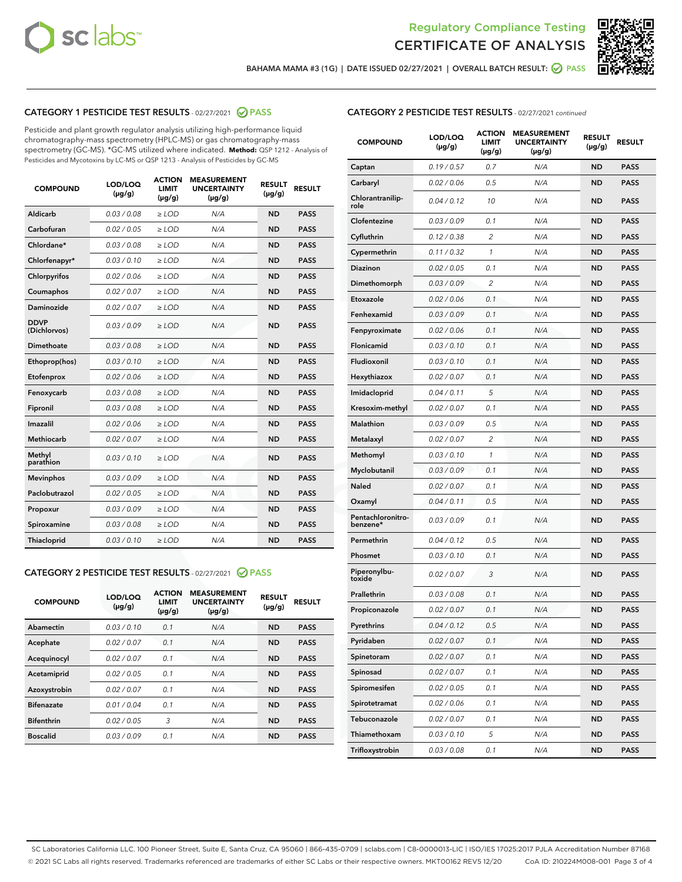Regulatory Compliance Testing
CERTIFICATE OF ANALYSIS

BAHAMA MAMA #3 (1G) | DATE ISSUED 02/27/2021 | OVERALL BATCH RESULT: PASS

## CATEGORY 1 PESTICIDE TEST RESULTS - 02/27/2021 PASS

Pesticide and plant growth regulator analysis utilizing high-performance liquid chromatography-mass spectrometry (HPLC-MS) or gas chromatography-mass spectrometry (GC-MS). *GC-MS utilized where indicated. **Method:** QSP 1212 - Analysis of Pesticides and Mycotoxins by LC-MS or QSP 1213 - Analysis of Pesticides by GC-MS

| COMPOUND | LOD/LOQ (µg/g) | ACTION LIMIT (µg/g) | MEASUREMENT UNCERTAINTY (µg/g) | RESULT (µg/g) | RESULT |
|---|---|---|---|---|---|
| Aldicarb | 0.03 / 0.08 | ≥ LOD | N/A | ND | PASS |
| Carbofuran | 0.02 / 0.05 | ≥ LOD | N/A | ND | PASS |
| Chlordane* | 0.03 / 0.08 | ≥ LOD | N/A | ND | PASS |
| Chlorfenapyr* | 0.03 / 0.10 | ≥ LOD | N/A | ND | PASS |
| Chlorpyrifos | 0.02 / 0.06 | ≥ LOD | N/A | ND | PASS |
| Coumaphos | 0.02 / 0.07 | ≥ LOD | N/A | ND | PASS |
| Daminozide | 0.02 / 0.07 | ≥ LOD | N/A | ND | PASS |
| DDVP (Dichlorvos) | 0.03 / 0.09 | ≥ LOD | N/A | ND | PASS |
| Dimethoate | 0.03 / 0.08 | ≥ LOD | N/A | ND | PASS |
| Ethoprop(hos) | 0.03 / 0.10 | ≥ LOD | N/A | ND | PASS |
| Etofenprox | 0.02 / 0.06 | ≥ LOD | N/A | ND | PASS |
| Fenoxycarb | 0.03 / 0.08 | ≥ LOD | N/A | ND | PASS |
| Fipronil | 0.03 / 0.08 | ≥ LOD | N/A | ND | PASS |
| Imazalil | 0.02 / 0.06 | ≥ LOD | N/A | ND | PASS |
| Methiocarb | 0.02 / 0.07 | ≥ LOD | N/A | ND | PASS |
| Methyl parathion | 0.03 / 0.10 | ≥ LOD | N/A | ND | PASS |
| Mevinphos | 0.03 / 0.09 | ≥ LOD | N/A | ND | PASS |
| Paclobutrazol | 0.02 / 0.05 | ≥ LOD | N/A | ND | PASS |
| Propoxur | 0.03 / 0.09 | ≥ LOD | N/A | ND | PASS |
| Spiroxamine | 0.03 / 0.08 | ≥ LOD | N/A | ND | PASS |
| Thiacloprid | 0.03 / 0.10 | ≥ LOD | N/A | ND | PASS |

## CATEGORY 2 PESTICIDE TEST RESULTS - 02/27/2021 PASS

| COMPOUND | LOD/LOQ (µg/g) | ACTION LIMIT (µg/g) | MEASUREMENT UNCERTAINTY (µg/g) | RESULT (µg/g) | RESULT |
|---|---|---|---|---|---|
| Abamectin | 0.03 / 0.10 | 0.1 | N/A | ND | PASS |
| Acephate | 0.02 / 0.07 | 0.1 | N/A | ND | PASS |
| Acequinocyl | 0.02 / 0.07 | 0.1 | N/A | ND | PASS |
| Acetamiprid | 0.02 / 0.05 | 0.1 | N/A | ND | PASS |
| Azoxystrobin | 0.02 / 0.07 | 0.1 | N/A | ND | PASS |
| Bifenazate | 0.01 / 0.04 | 0.1 | N/A | ND | PASS |
| Bifenthrin | 0.02 / 0.05 | 3 | N/A | ND | PASS |
| Boscalid | 0.03 / 0.09 | 0.1 | N/A | ND | PASS |
| Captan | 0.19 / 0.57 | 0.7 | N/A | ND | PASS |
| Carbaryl | 0.02 / 0.06 | 0.5 | N/A | ND | PASS |
| Chlorantraniliprole | 0.04 / 0.12 | 10 | N/A | ND | PASS |
| Clofentezine | 0.03 / 0.09 | 0.1 | N/A | ND | PASS |
| Cyfluthrin | 0.12 / 0.38 | 2 | N/A | ND | PASS |
| Cypermethrin | 0.11 / 0.32 | 1 | N/A | ND | PASS |
| Diazinon | 0.02 / 0.05 | 0.1 | N/A | ND | PASS |
| Dimethomorph | 0.03 / 0.09 | 2 | N/A | ND | PASS |
| Etoxazole | 0.02 / 0.06 | 0.1 | N/A | ND | PASS |
| Fenhexamid | 0.03 / 0.09 | 0.1 | N/A | ND | PASS |
| Fenpyroximate | 0.02 / 0.06 | 0.1 | N/A | ND | PASS |
| Flonicamid | 0.03 / 0.10 | 0.1 | N/A | ND | PASS |
| Fludioxonil | 0.03 / 0.10 | 0.1 | N/A | ND | PASS |
| Hexythiazox | 0.02 / 0.07 | 0.1 | N/A | ND | PASS |
| Imidacloprid | 0.04 / 0.11 | 5 | N/A | ND | PASS |
| Kresoxim-methyl | 0.02 / 0.07 | 0.1 | N/A | ND | PASS |
| Malathion | 0.03 / 0.09 | 0.5 | N/A | ND | PASS |
| Metalaxyl | 0.02 / 0.07 | 2 | N/A | ND | PASS |
| Methomyl | 0.03 / 0.10 | 1 | N/A | ND | PASS |
| Myclobutanil | 0.03 / 0.09 | 0.1 | N/A | ND | PASS |
| Naled | 0.02 / 0.07 | 0.1 | N/A | ND | PASS |
| Oxamyl | 0.04 / 0.11 | 0.5 | N/A | ND | PASS |
| Pentachloronitrobenzene* | 0.03 / 0.09 | 0.1 | N/A | ND | PASS |
| Permethrin | 0.04 / 0.12 | 0.5 | N/A | ND | PASS |
| Phosmet | 0.03 / 0.10 | 0.1 | N/A | ND | PASS |
| Piperonylbutoxide | 0.02 / 0.07 | 3 | N/A | ND | PASS |
| Prallethrin | 0.03 / 0.08 | 0.1 | N/A | ND | PASS |
| Propiconazole | 0.02 / 0.07 | 0.1 | N/A | ND | PASS |
| Pyrethrins | 0.04 / 0.12 | 0.5 | N/A | ND | PASS |
| Pyridaben | 0.02 / 0.07 | 0.1 | N/A | ND | PASS |
| Spinetoram | 0.02 / 0.07 | 0.1 | N/A | ND | PASS |
| Spinosad | 0.02 / 0.07 | 0.1 | N/A | ND | PASS |
| Spiromesifen | 0.02 / 0.05 | 0.1 | N/A | ND | PASS |
| Spirotetramat | 0.02 / 0.06 | 0.1 | N/A | ND | PASS |
| Tebuconazole | 0.02 / 0.07 | 0.1 | N/A | ND | PASS |
| Thiamethoxam | 0.03 / 0.10 | 5 | N/A | ND | PASS |
| Trifloxystrobin | 0.03 / 0.08 | 0.1 | N/A | ND | PASS |

SC Laboratories California LLC. 100 Pioneer Street, Suite E, Santa Cruz, CA 95060 | 866-435-0709 | sclabs.com | C8-0000013-LIC | ISO/IES 17025:2017 PJLA Accreditation Number 87168
© 2021 SC Labs all rights reserved. Trademarks referenced are trademarks of either SC Labs or their respective owners. MKT00162 REV5 12/20 CoA ID: 210224M008-001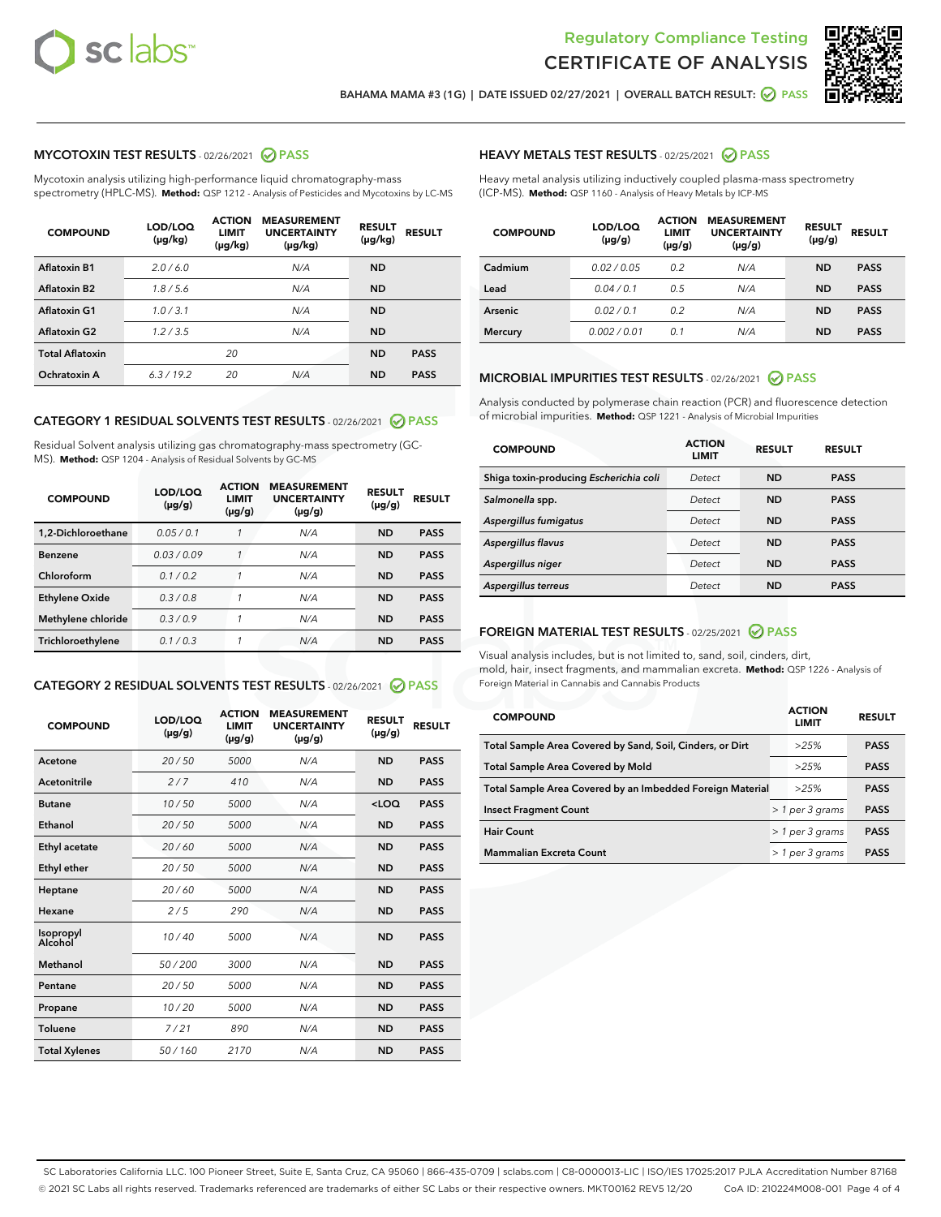Regulatory Compliance Testing
CERTIFICATE OF ANALYSIS

BAHAMA MAMA #3 (1G) | DATE ISSUED 02/27/2021 | OVERALL BATCH RESULT: PASS

## MYCOTOXIN TEST RESULTS - 02/26/2021 PASS

Mycotoxin analysis utilizing high-performance liquid chromatography-mass spectrometry (HPLC-MS). **Method:** QSP 1212 - Analysis of Pesticides and Mycotoxins by LC-MS

| COMPOUND | LOD/LOQ (µg/kg) | ACTION LIMIT (µg/kg) | MEASUREMENT UNCERTAINTY (µg/kg) | RESULT (µg/kg) | RESULT |
|---|---|---|---|---|---|
| Aflatoxin B1 | 2.0 / 6.0 | | N/A | ND | |
| Aflatoxin B2 | 1.8 / 5.6 | | N/A | ND | |
| Aflatoxin G1 | 1.0 / 3.1 | | N/A | ND | |
| Aflatoxin G2 | 1.2 / 3.5 | | N/A | ND | |
| Total Aflatoxin | | 20 | | ND | PASS |
| Ochratoxin A | 6.3 / 19.2 | 20 | N/A | ND | PASS |

## CATEGORY 1 RESIDUAL SOLVENTS TEST RESULTS - 02/26/2021 PASS

Residual Solvent analysis utilizing gas chromatography-mass spectrometry (GC-MS). **Method:** QSP 1204 - Analysis of Residual Solvents by GC-MS

| COMPOUND | LOD/LOQ (µg/g) | ACTION LIMIT (µg/g) | MEASUREMENT UNCERTAINTY (µg/g) | RESULT (µg/g) | RESULT |
|---|---|---|---|---|---|
| 1,2-Dichloroethane | 0.05 / 0.1 | 1 | N/A | ND | PASS |
| Benzene | 0.03 / 0.09 | 1 | N/A | ND | PASS |
| Chloroform | 0.1 / 0.2 | 1 | N/A | ND | PASS |
| Ethylene Oxide | 0.3 / 0.8 | 1 | N/A | ND | PASS |
| Methylene chloride | 0.3 / 0.9 | 1 | N/A | ND | PASS |
| Trichloroethylene | 0.1 / 0.3 | 1 | N/A | ND | PASS |

## CATEGORY 2 RESIDUAL SOLVENTS TEST RESULTS - 02/26/2021 PASS

| COMPOUND | LOD/LOQ (µg/g) | ACTION LIMIT (µg/g) | MEASUREMENT UNCERTAINTY (µg/g) | RESULT (µg/g) | RESULT |
|---|---|---|---|---|---|
| Acetone | 20 / 50 | 5000 | N/A | ND | PASS |
| Acetonitrile | 2 / 7 | 410 | N/A | ND | PASS |
| Butane | 10 / 50 | 5000 | N/A | <LOQ | PASS |
| Ethanol | 20 / 50 | 5000 | N/A | ND | PASS |
| Ethyl acetate | 20 / 60 | 5000 | N/A | ND | PASS |
| Ethyl ether | 20 / 50 | 5000 | N/A | ND | PASS |
| Heptane | 20 / 60 | 5000 | N/A | ND | PASS |
| Hexane | 2 / 5 | 290 | N/A | ND | PASS |
| Isopropyl Alcohol | 10 / 40 | 5000 | N/A | ND | PASS |
| Methanol | 50 / 200 | 3000 | N/A | ND | PASS |
| Pentane | 20 / 50 | 5000 | N/A | ND | PASS |
| Propane | 10 / 20 | 5000 | N/A | ND | PASS |
| Toluene | 7 / 21 | 890 | N/A | ND | PASS |
| Total Xylenes | 50 / 160 | 2170 | N/A | ND | PASS |

## HEAVY METALS TEST RESULTS - 02/25/2021 PASS

Heavy metal analysis utilizing inductively coupled plasma-mass spectrometry (ICP-MS). **Method:** QSP 1160 - Analysis of Heavy Metals by ICP-MS

| COMPOUND | LOD/LOQ (µg/g) | ACTION LIMIT (µg/g) | MEASUREMENT UNCERTAINTY (µg/g) | RESULT (µg/g) | RESULT |
|---|---|---|---|---|---|
| Cadmium | 0.02 / 0.05 | 0.2 | N/A | ND | PASS |
| Lead | 0.04 / 0.1 | 0.5 | N/A | ND | PASS |
| Arsenic | 0.02 / 0.1 | 0.2 | N/A | ND | PASS |
| Mercury | 0.002 / 0.01 | 0.1 | N/A | ND | PASS |

## MICROBIAL IMPURITIES TEST RESULTS - 02/26/2021 PASS

Analysis conducted by polymerase chain reaction (PCR) and fluorescence detection of microbial impurities. **Method:** QSP 1221 - Analysis of Microbial Impurities

| COMPOUND | ACTION LIMIT | RESULT | RESULT |
|---|---|---|---|
| *Shiga toxin-producing Escherichia coli* | Detect | ND | PASS |
| *Salmonella* spp. | Detect | ND | PASS |
| *Aspergillus fumigatus* | Detect | ND | PASS |
| *Aspergillus flavus* | Detect | ND | PASS |
| *Aspergillus niger* | Detect | ND | PASS |
| *Aspergillus terreus* | Detect | ND | PASS |

## FOREIGN MATERIAL TEST RESULTS - 02/25/2021 PASS

Visual analysis includes, but is not limited to, sand, soil, cinders, dirt, mold, hair, insect fragments, and mammalian excreta. **Method:** QSP 1226 - Analysis of Foreign Material in Cannabis and Cannabis Products

| COMPOUND | ACTION LIMIT | RESULT |
|---|---|---|
| Total Sample Area Covered by Sand, Soil, Cinders, or Dirt | >25% | PASS |
| Total Sample Area Covered by Mold | >25% | PASS |
| Total Sample Area Covered by an Imbedded Foreign Material | >25% | PASS |
| Insect Fragment Count | > 1 per 3 grams | PASS |
| Hair Count | > 1 per 3 grams | PASS |
| Mammalian Excreta Count | > 1 per 3 grams | PASS |

SC Laboratories California LLC. 100 Pioneer Street, Suite E, Santa Cruz, CA 95060 | 866-435-0709 | sclabs.com | C8-0000013-LIC | ISO/IES 17025:2017 PJLA Accreditation Number 87168
© 2021 SC Labs all rights reserved. Trademarks referenced are trademarks of either SC Labs or their respective owners. MKT00162 REV5 12/20 CoA ID: 210224M008-001